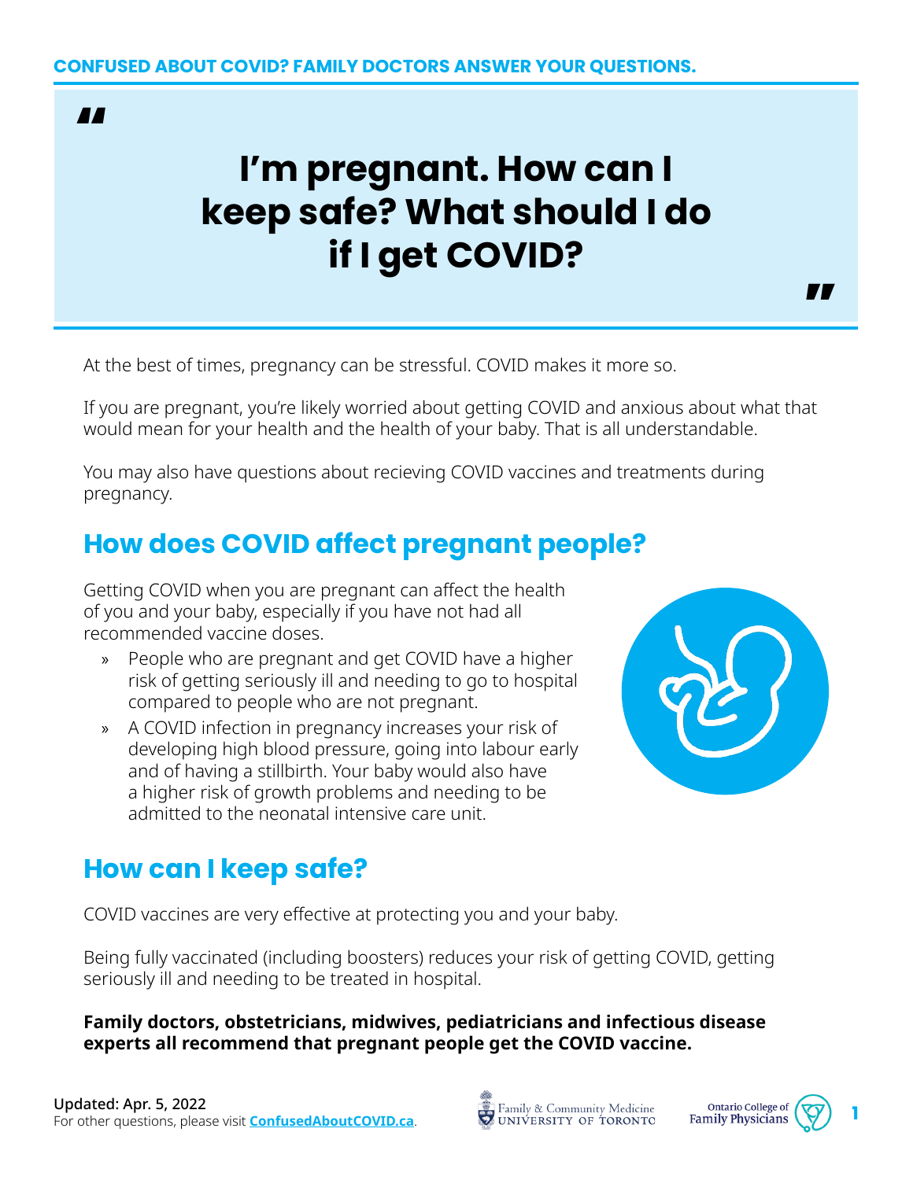**CONFUSED ABOUT COVID? FAMILY DOCTORS ANSWER YOUR QUESTIONS.**

# I'm pregnant. How can I keep safe? What should I do if I get COVID?

At the best of times, pregnancy can be stressful. COVID makes it more so.

If you are pregnant, you're likely worried about getting COVID and anxious about what that would mean for your health and the health of your baby. That is all understandable.

You may also have questions about recieving COVID vaccines and treatments during pregnancy.

## How does COVID affect pregnant people?

Getting COVID when you are pregnant can affect the health of you and your baby, especially if you have not had all recommended vaccine doses.

- People who are pregnant and get COVID have a higher risk of getting seriously ill and needing to go to hospital compared to people who are not pregnant.
- A COVID infection in pregnancy increases your risk of developing high blood pressure, going into labour early and of having a stillbirth. Your baby would also have a higher risk of growth problems and needing to be admitted to the neonatal intensive care unit.

## How can I keep safe?

COVID vaccines are very effective at protecting you and your baby.

Being fully vaccinated (including boosters) reduces your risk of getting COVID, getting seriously ill and needing to be treated in hospital.

**Family doctors, obstetricians, midwives, pediatricians and infectious disease experts all recommend that pregnant people get the COVID vaccine.**

**Updated: Apr. 5, 2022**
For other questions, please visit **ConfusedAboutCOVID.ca**.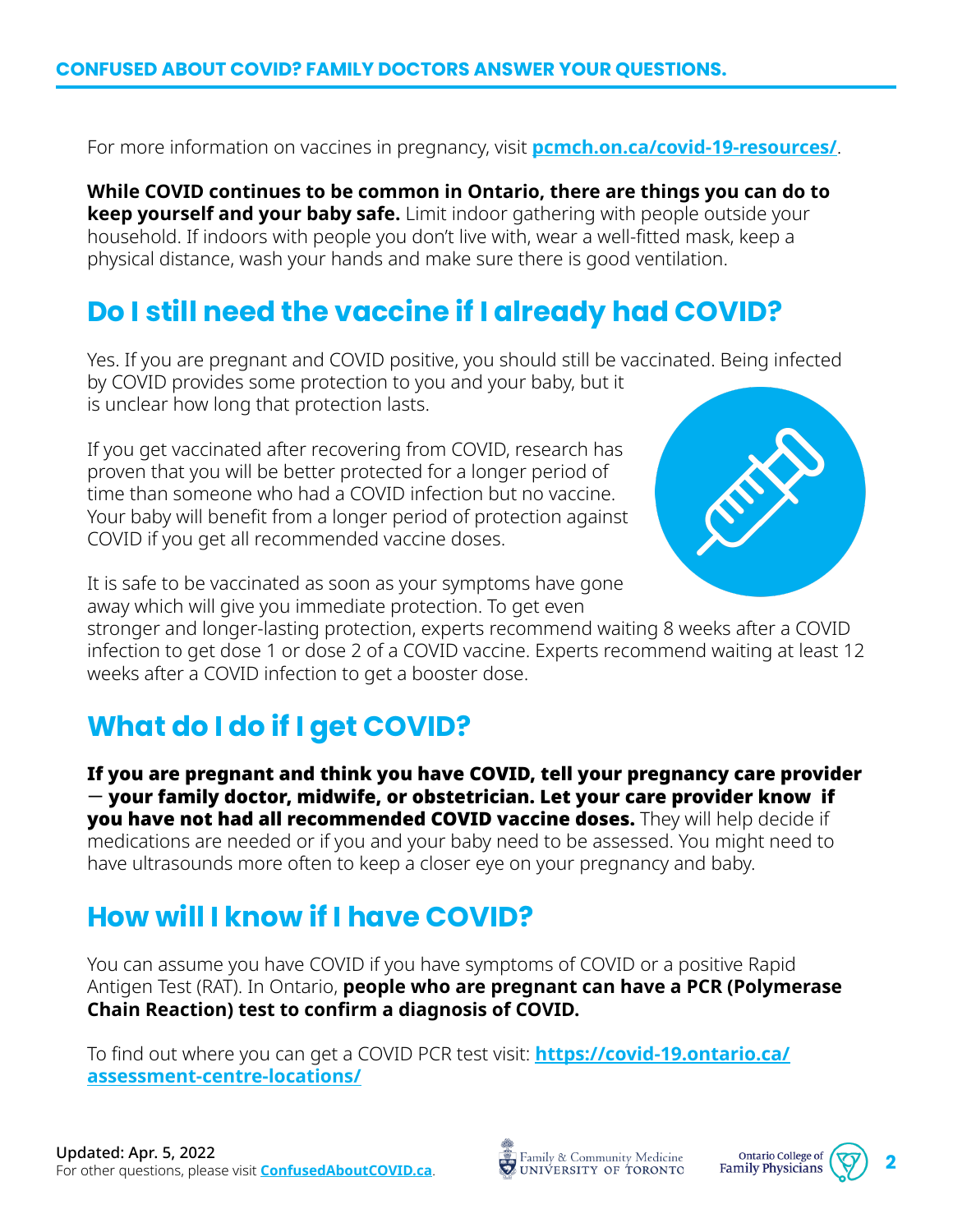For more information on vaccines in pregnancy, visit **pcmch.on.ca/covid-19-resources/**.

**While COVID continues to be common in Ontario, there are things you can do to keep yourself and your baby safe.** Limit indoor gathering with people outside your household. If indoors with people you don't live with, wear a well-fitted mask, keep a physical distance, wash your hands and make sure there is good ventilation.

## Do I still need the vaccine if I already had COVID?

Yes. If you are pregnant and COVID positive, you should still be vaccinated. Being infected by COVID provides some protection to you and your baby, but it is unclear how long that protection lasts.

If you get vaccinated after recovering from COVID, research has proven that you will be better protected for a longer period of time than someone who had a COVID infection but no vaccine. Your baby will benefit from a longer period of protection against COVID if you get all recommended vaccine doses.

It is safe to be vaccinated as soon as your symptoms have gone away which will give you immediate protection. To get even stronger and longer-lasting protection, experts recommend waiting 8 weeks after a COVID infection to get dose 1 or dose 2 of a COVID vaccine. Experts recommend waiting at least 12 weeks after a COVID infection to get a booster dose.

## What do I do if I get COVID?

**If you are pregnant and think you have COVID, tell your pregnancy care provider — your family doctor, midwife, or obstetrician. Let your care provider know if you have not had all recommended COVID vaccine doses.** They will help decide if medications are needed or if you and your baby need to be assessed. You might need to have ultrasounds more often to keep a closer eye on your pregnancy and baby.

## How will I know if I have COVID?

You can assume you have COVID if you have symptoms of COVID or a positive Rapid Antigen Test (RAT). In Ontario, **people who are pregnant can have a PCR (Polymerase Chain Reaction) test to confirm a diagnosis of COVID.**

To find out where you can get a COVID PCR test visit: **https://covid-19.ontario.ca/assessment-centre-locations/**

**Updated: Apr. 5, 2022**
For other questions, please visit **ConfusedAboutCOVID.ca**.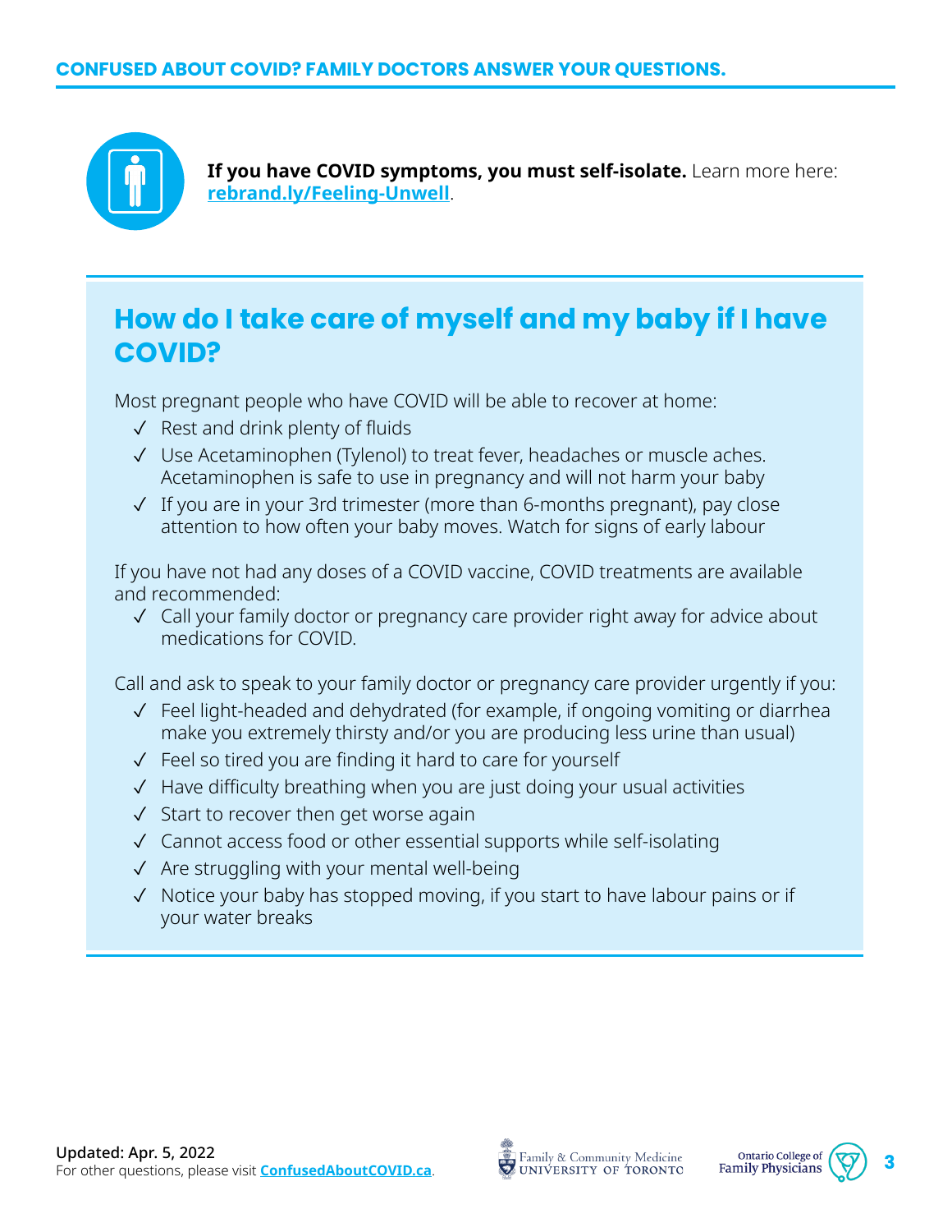**If you have COVID symptoms, you must self-isolate.** Learn more here: **rebrand.ly/Feeling-Unwell**.

## How do I take care of myself and my baby if I have COVID?

Most pregnant people who have COVID will be able to recover at home:

- ✓ Rest and drink plenty of fluids
- ✓ Use Acetaminophen (Tylenol) to treat fever, headaches or muscle aches. Acetaminophen is safe to use in pregnancy and will not harm your baby
- ✓ If you are in your 3rd trimester (more than 6-months pregnant), pay close attention to how often your baby moves. Watch for signs of early labour

If you have not had any doses of a COVID vaccine, COVID treatments are available and recommended:

- ✓ Call your family doctor or pregnancy care provider right away for advice about medications for COVID.

Call and ask to speak to your family doctor or pregnancy care provider urgently if you:

- ✓ Feel light-headed and dehydrated (for example, if ongoing vomiting or diarrhea make you extremely thirsty and/or you are producing less urine than usual)
- ✓ Feel so tired you are finding it hard to care for yourself
- ✓ Have difficulty breathing when you are just doing your usual activities
- ✓ Start to recover then get worse again
- ✓ Cannot access food or other essential supports while self-isolating
- ✓ Are struggling with your mental well-being
- ✓ Notice your baby has stopped moving, if you start to have labour pains or if your water breaks

**Updated: Apr. 5, 2022**
For other questions, please visit **ConfusedAboutCOVID.ca**.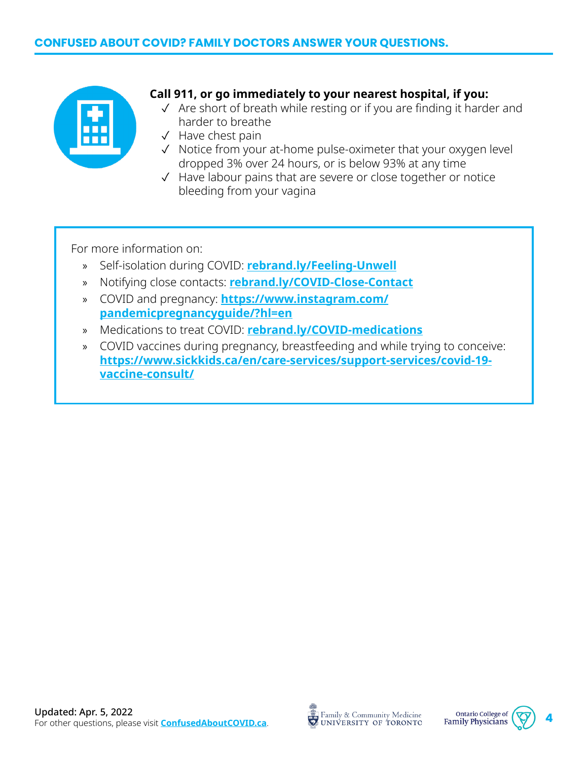**Call 911, or go immediately to your nearest hospital, if you:**

- ✓ Are short of breath while resting or if you are finding it harder and harder to breathe
- ✓ Have chest pain
- ✓ Notice from your at-home pulse-oximeter that your oxygen level dropped 3% over 24 hours, or is below 93% at any time
- ✓ Have labour pains that are severe or close together or notice bleeding from your vagina

For more information on:

- Self-isolation during COVID: **rebrand.ly/Feeling-Unwell**
- Notifying close contacts: **rebrand.ly/COVID-Close-Contact**
- COVID and pregnancy: **https://www.instagram.com/pandemicpregnancyguide/?hl=en**
- Medications to treat COVID: **rebrand.ly/COVID-medications**
- COVID vaccines during pregnancy, breastfeeding and while trying to conceive: **https://www.sickkids.ca/en/care-services/support-services/covid-19-vaccine-consult/**

**Updated: Apr. 5, 2022**
For other questions, please visit **ConfusedAboutCOVID.ca**.